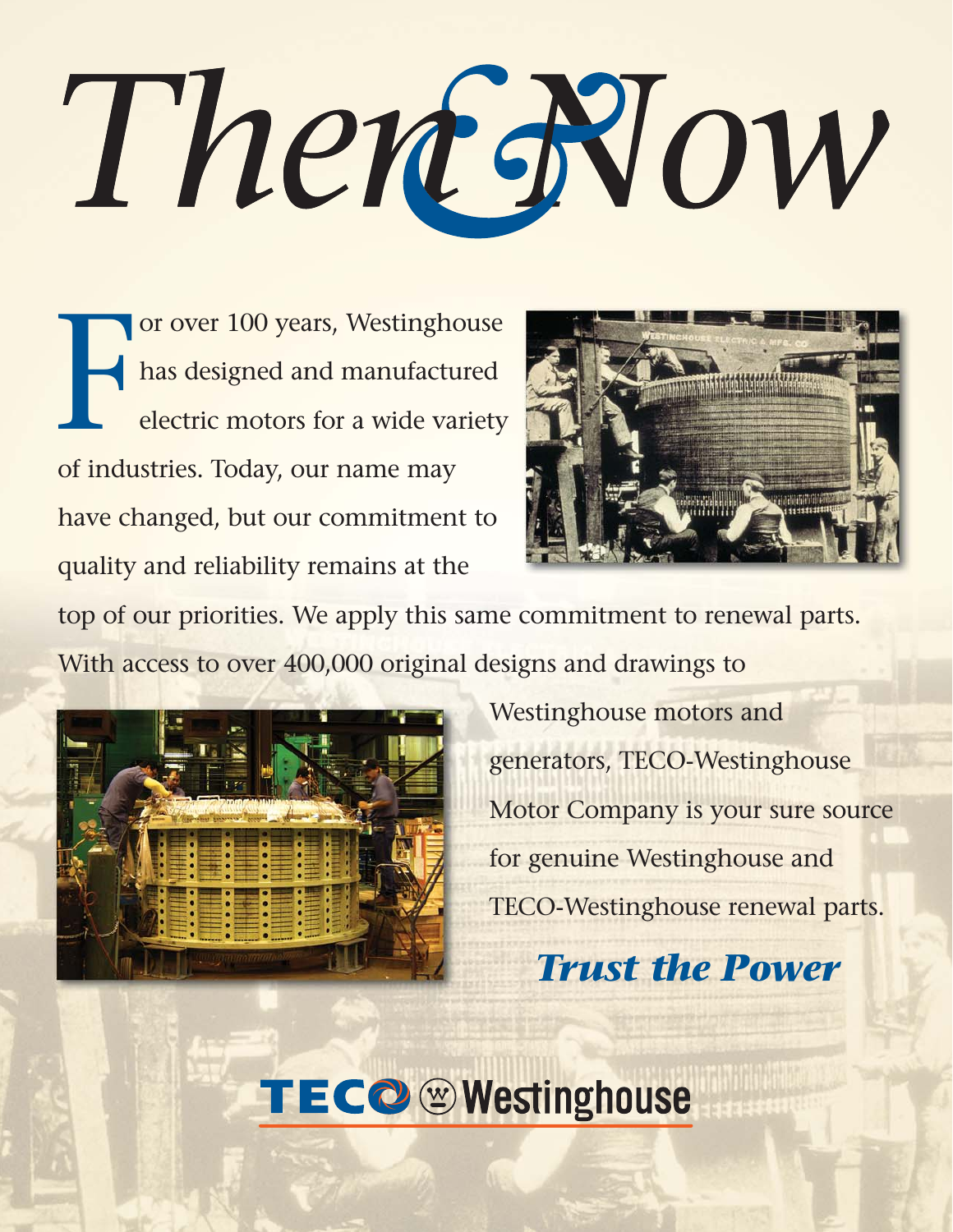# Then & Now

For over 100 years, Westinghouse has designed and manufactured electric motors for a wide variety of industries. Today, our name may have changed, but our commitment to quality and reliability remains at the top of our priorities. We apply this same commitment to renewal parts. With access to over 400,000 original designs and drawings to Westinghouse motors and generators, TECO-Westinghouse Motor Company is your sure source for genuine Westinghouse and TECO-Westinghouse renewal parts.

***Trust the Power***

TECO Westinghouse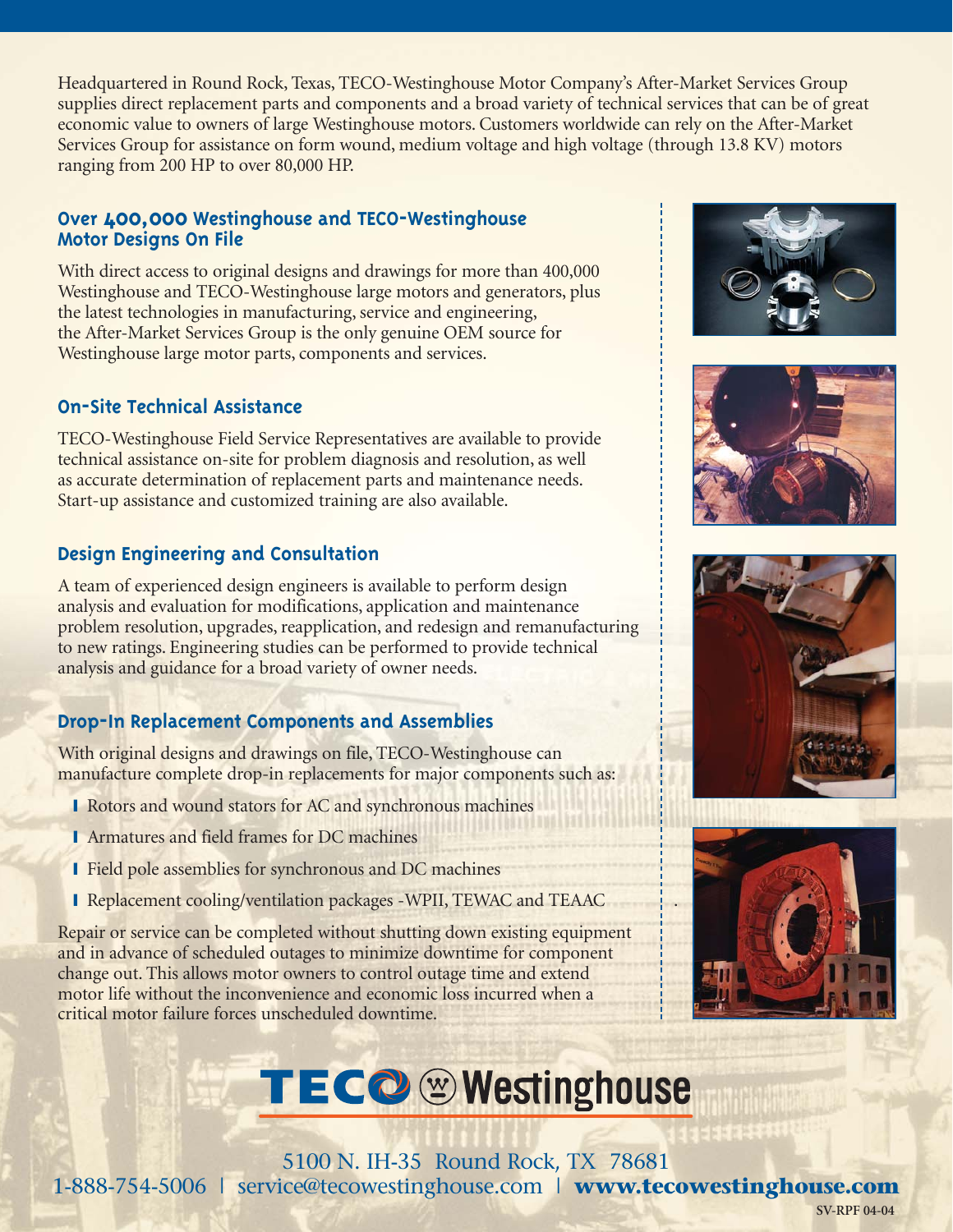Headquartered in Round Rock, Texas, TECO-Westinghouse Motor Company's After-Market Services Group supplies direct replacement parts and components and a broad variety of technical services that can be of great economic value to owners of large Westinghouse motors. Customers worldwide can rely on the After-Market Services Group for assistance on form wound, medium voltage and high voltage (through 13.8 KV) motors ranging from 200 HP to over 80,000 HP.

## Over 400,000 Westinghouse and TECO-Westinghouse Motor Designs On File

With direct access to original designs and drawings for more than 400,000 Westinghouse and TECO-Westinghouse large motors and generators, plus the latest technologies in manufacturing, service and engineering, the After-Market Services Group is the only genuine OEM source for Westinghouse large motor parts, components and services.

## On-Site Technical Assistance

TECO-Westinghouse Field Service Representatives are available to provide technical assistance on-site for problem diagnosis and resolution, as well as accurate determination of replacement parts and maintenance needs. Start-up assistance and customized training are also available.

## Design Engineering and Consultation

A team of experienced design engineers is available to perform design analysis and evaluation for modifications, application and maintenance problem resolution, upgrades, reapplication, and redesign and remanufacturing to new ratings. Engineering studies can be performed to provide technical analysis and guidance for a broad variety of owner needs.

## Drop-In Replacement Components and Assemblies

With original designs and drawings on file, TECO-Westinghouse can manufacture complete drop-in replacements for major components such as:

- Rotors and wound stators for AC and synchronous machines
- Armatures and field frames for DC machines
- Field pole assemblies for synchronous and DC machines
- Replacement cooling/ventilation packages -WPII, TEWAC and TEAAC

Repair or service can be completed without shutting down existing equipment and in advance of scheduled outages to minimize downtime for component change out. This allows motor owners to control outage time and extend motor life without the inconvenience and economic loss incurred when a critical motor failure forces unscheduled downtime.

TECO Westinghouse

5100 N. IH-35 Round Rock, TX 78681

1-888-754-5006 | service@tecowestinghouse.com | **www.tecowestinghouse.com**

SV-RPF 04-04